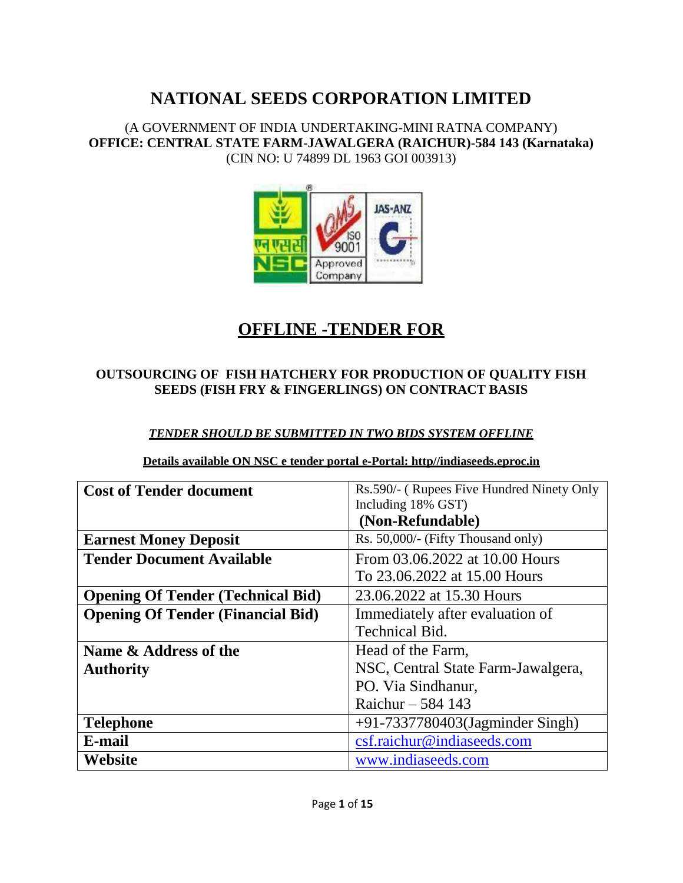# NATIONAL SEEDS CORPORATION LIMITED

(A GOVERNMENT OF INDIA UNDERTAKING-MINI RATNA COMPANY)
**OFFICE: CENTRAL STATE FARM-JAWALGERA (RAICHUR)-584 143 (Karnataka)**
(CIN NO: U 74899 DL 1963 GOI 003913)

## OFFLINE -TENDER FOR

### OUTSOURCING OF FISH HATCHERY FOR PRODUCTION OF QUALITY FISH SEEDS (FISH FRY & FINGERLINGS) ON CONTRACT BASIS

***TENDER SHOULD BE SUBMITTED IN TWO BIDS SYSTEM OFFLINE***

**Details available ON NSC e tender portal e-Portal: http//indiaseeds.eproc.in**

| | |
|---|---|
| **Cost of Tender document** | Rs.590/- ( Rupees Five Hundred Ninety Only Including 18% GST) **(Non-Refundable)** |
| **Earnest Money Deposit** | Rs. 50,000/- (Fifty Thousand only) |
| **Tender Document Available** | From 03.06.2022 at 10.00 Hours To 23.06.2022 at 15.00 Hours |
| **Opening Of Tender (Technical Bid)** | 23.06.2022 at 15.30 Hours |
| **Opening Of Tender (Financial Bid)** | Immediately after evaluation of Technical Bid. |
| **Name & Address of the Authority** | Head of the Farm, NSC, Central State Farm-Jawalgera, PO. Via Sindhanur, Raichur – 584 143 |
| **Telephone** | +91-7337780403(Jagminder Singh) |
| **E-mail** | csf.raichur@indiaseeds.com |
| **Website** | www.indiaseeds.com |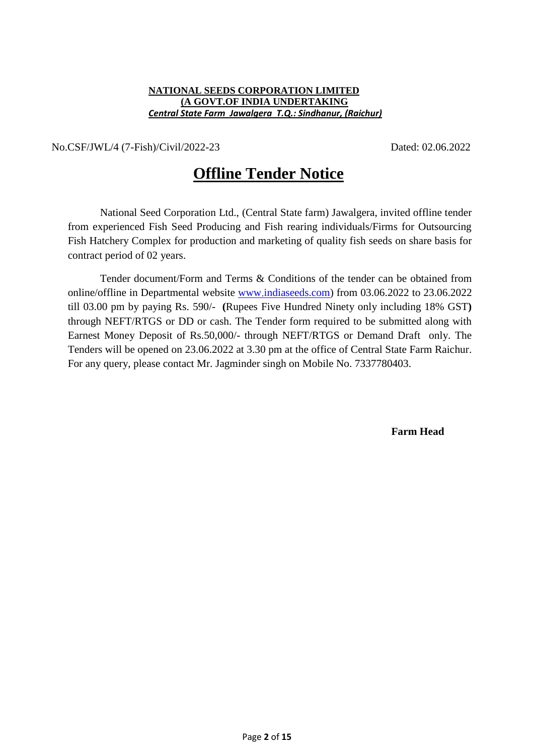**NATIONAL SEEDS CORPORATION LIMITED**
**(A GOVT.OF INDIA UNDERTAKING**
***Central State Farm Jawalgera T.Q.: Sindhanur, (Raichur)***

No.CSF/JWL/4 (7-Fish)/Civil/2022-23 Dated: 02.06.2022

# Offline Tender Notice

National Seed Corporation Ltd., (Central State farm) Jawalgera, invited offline tender from experienced Fish Seed Producing and Fish rearing individuals/Firms for Outsourcing Fish Hatchery Complex for production and marketing of quality fish seeds on share basis for contract period of 02 years.

Tender document/Form and Terms & Conditions of the tender can be obtained from online/offline in Departmental website www.indiaseeds.com) from 03.06.2022 to 23.06.2022 till 03.00 pm by paying Rs. 590/- **(**Rupees Five Hundred Ninety only including 18% GST**)** through NEFT/RTGS or DD or cash. The Tender form required to be submitted along with Earnest Money Deposit of Rs.50,000/- through NEFT/RTGS or Demand Draft only. The Tenders will be opened on 23.06.2022 at 3.30 pm at the office of Central State Farm Raichur. For any query, please contact Mr. Jagminder singh on Mobile No. 7337780403.

**Farm Head**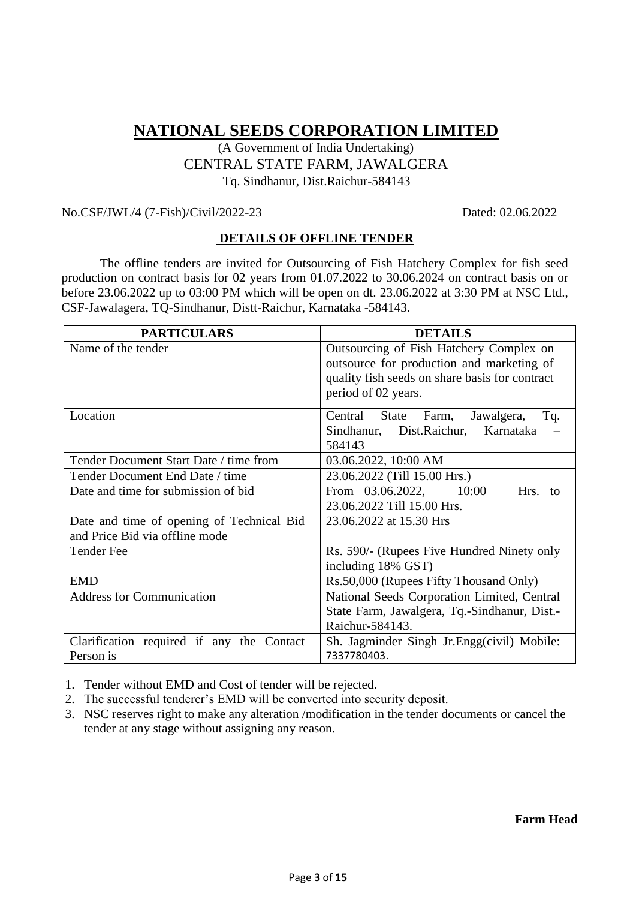# NATIONAL SEEDS CORPORATION LIMITED

(A Government of India Undertaking)
CENTRAL STATE FARM, JAWALGERA
Tq. Sindhanur, Dist.Raichur-584143

No.CSF/JWL/4 (7-Fish)/Civil/2022-23 Dated: 02.06.2022

## DETAILS OF OFFLINE TENDER

The offline tenders are invited for Outsourcing of Fish Hatchery Complex for fish seed production on contract basis for 02 years from 01.07.2022 to 30.06.2024 on contract basis on or before 23.06.2022 up to 03:00 PM which will be open on dt. 23.06.2022 at 3:30 PM at NSC Ltd., CSF-Jawalagera, TQ-Sindhanur, Distt-Raichur, Karnataka -584143.

| PARTICULARS | DETAILS |
|---|---|
| Name of the tender | Outsourcing of Fish Hatchery Complex on outsource for production and marketing of quality fish seeds on share basis for contract period of 02 years. |
| Location | Central State Farm, Jawalgera, Tq. Sindhanur, Dist.Raichur, Karnataka – 584143 |
| Tender Document Start Date / time from | 03.06.2022, 10:00 AM |
| Tender Document End Date / time | 23.06.2022 (Till 15.00 Hrs.) |
| Date and time for submission of bid | From 03.06.2022, 10:00 Hrs. to 23.06.2022 Till 15.00 Hrs. |
| Date and time of opening of Technical Bid and Price Bid via offline mode | 23.06.2022 at 15.30 Hrs |
| Tender Fee | Rs. 590/- (Rupees Five Hundred Ninety only including 18% GST) |
| EMD | Rs.50,000 (Rupees Fifty Thousand Only) |
| Address for Communication | National Seeds Corporation Limited, Central State Farm, Jawalgera, Tq.-Sindhanur, Dist.-Raichur-584143. |
| Clarification required if any the Contact Person is | Sh. Jagminder Singh Jr.Engg(civil) Mobile: 7337780403. |

1. Tender without EMD and Cost of tender will be rejected.
2. The successful tenderer's EMD will be converted into security deposit.
3. NSC reserves right to make any alteration /modification in the tender documents or cancel the tender at any stage without assigning any reason.

**Farm Head**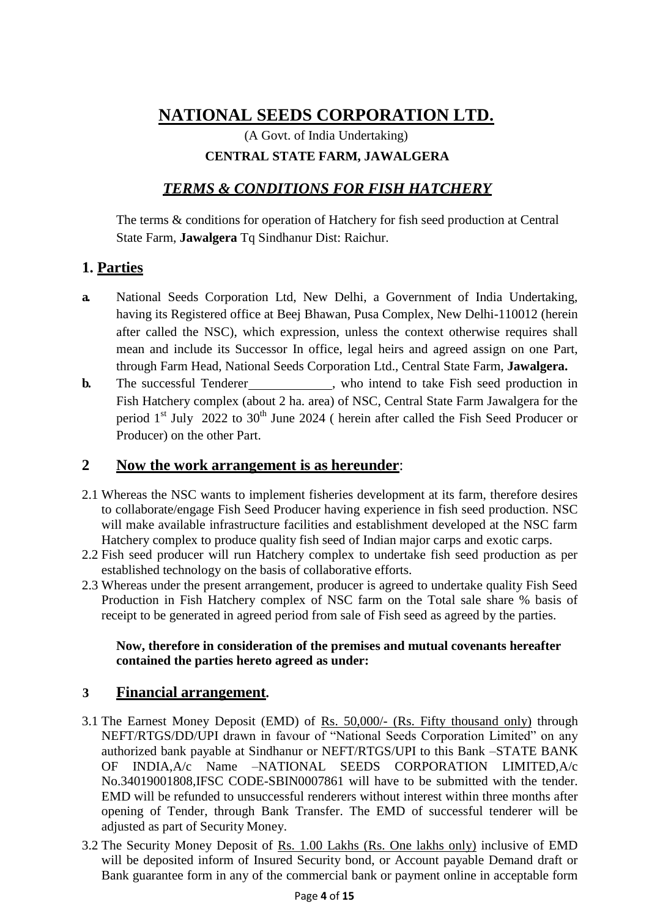# NATIONAL SEEDS CORPORATION LTD.

(A Govt. of India Undertaking)

**CENTRAL STATE FARM, JAWALGERA**

## *TERMS & CONDITIONS FOR FISH HATCHERY*

The terms & conditions for operation of Hatchery for fish seed production at Central State Farm, **Jawalgera** Tq Sindhanur Dist: Raichur.

## 1. Parties

**a.** National Seeds Corporation Ltd, New Delhi, a Government of India Undertaking, having its Registered office at Beej Bhawan, Pusa Complex, New Delhi-110012 (herein after called the NSC), which expression, unless the context otherwise requires shall mean and include its Successor In office, legal heirs and agreed assign on one Part, through Farm Head, National Seeds Corporation Ltd., Central State Farm, **Jawalgera.**

**b.** The successful Tenderer____________, who intend to take Fish seed production in Fish Hatchery complex (about 2 ha. area) of NSC, Central State Farm Jawalgera for the period 1st July 2022 to 30th June 2024 ( herein after called the Fish Seed Producer or Producer) on the other Part.

## 2 Now the work arrangement is as hereunder:

2.1 Whereas the NSC wants to implement fisheries development at its farm, therefore desires to collaborate/engage Fish Seed Producer having experience in fish seed production. NSC will make available infrastructure facilities and establishment developed at the NSC farm Hatchery complex to produce quality fish seed of Indian major carps and exotic carps.

2.2 Fish seed producer will run Hatchery complex to undertake fish seed production as per established technology on the basis of collaborative efforts.

2.3 Whereas under the present arrangement, producer is agreed to undertake quality Fish Seed Production in Fish Hatchery complex of NSC farm on the Total sale share % basis of receipt to be generated in agreed period from sale of Fish seed as agreed by the parties.

**Now, therefore in consideration of the premises and mutual covenants hereafter contained the parties hereto agreed as under:**

## 3 Financial arrangement.

3.1 The Earnest Money Deposit (EMD) of Rs. 50,000/- (Rs. Fifty thousand only) through NEFT/RTGS/DD/UPI drawn in favour of "National Seeds Corporation Limited" on any authorized bank payable at Sindhanur or NEFT/RTGS/UPI to this Bank –STATE BANK OF INDIA,A/c Name –NATIONAL SEEDS CORPORATION LIMITED,A/c No.34019001808,IFSC CODE-SBIN0007861 will have to be submitted with the tender. EMD will be refunded to unsuccessful renderers without interest within three months after opening of Tender, through Bank Transfer. The EMD of successful tenderer will be adjusted as part of Security Money.

3.2 The Security Money Deposit of Rs. 1.00 Lakhs (Rs. One lakhs only) inclusive of EMD will be deposited inform of Insured Security bond, or Account payable Demand draft or Bank guarantee form in any of the commercial bank or payment online in acceptable form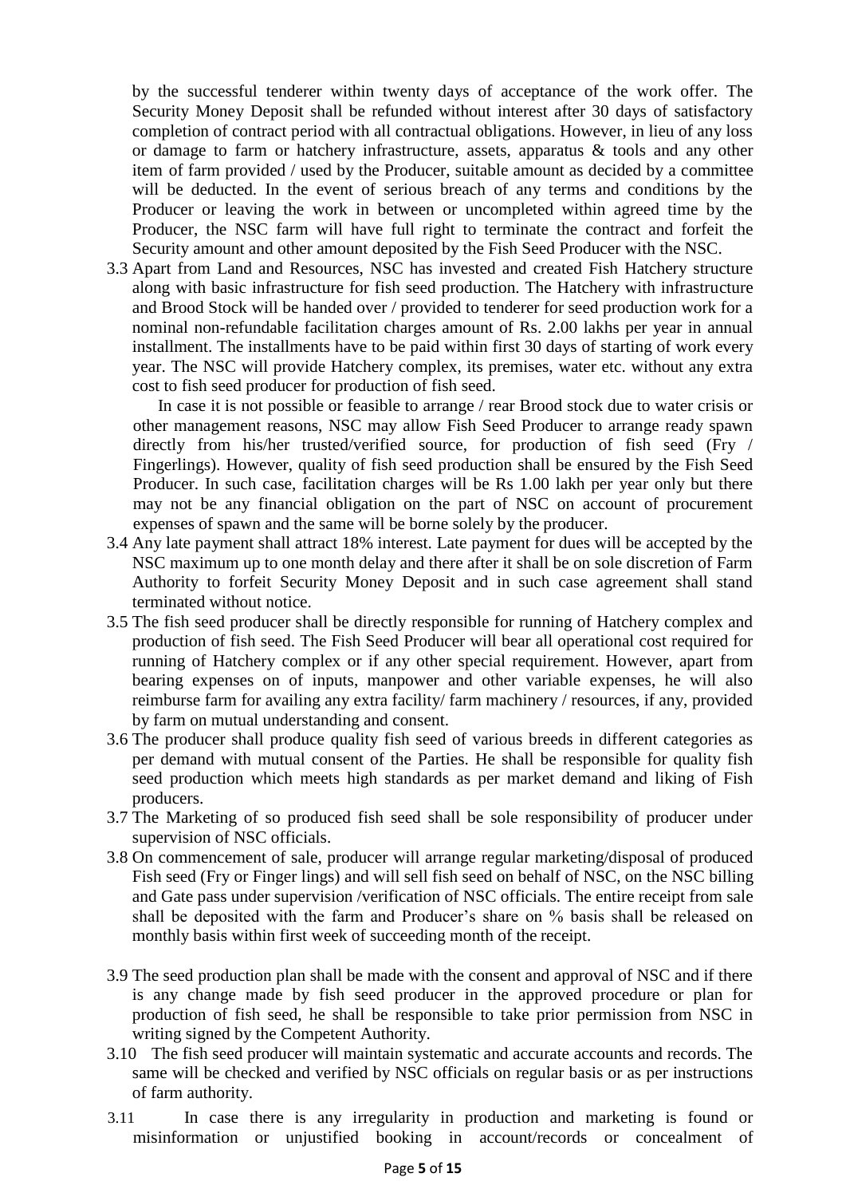by the successful tenderer within twenty days of acceptance of the work offer. The Security Money Deposit shall be refunded without interest after 30 days of satisfactory completion of contract period with all contractual obligations. However, in lieu of any loss or damage to farm or hatchery infrastructure, assets, apparatus & tools and any other item of farm provided / used by the Producer, suitable amount as decided by a committee will be deducted. In the event of serious breach of any terms and conditions by the Producer or leaving the work in between or uncompleted within agreed time by the Producer, the NSC farm will have full right to terminate the contract and forfeit the Security amount and other amount deposited by the Fish Seed Producer with the NSC.

3.3 Apart from Land and Resources, NSC has invested and created Fish Hatchery structure along with basic infrastructure for fish seed production. The Hatchery with infrastructure and Brood Stock will be handed over / provided to tenderer for seed production work for a nominal non-refundable facilitation charges amount of Rs. 2.00 lakhs per year in annual installment. The installments have to be paid within first 30 days of starting of work every year. The NSC will provide Hatchery complex, its premises, water etc. without any extra cost to fish seed producer for production of fish seed.

In case it is not possible or feasible to arrange / rear Brood stock due to water crisis or other management reasons, NSC may allow Fish Seed Producer to arrange ready spawn directly from his/her trusted/verified source, for production of fish seed (Fry / Fingerlings). However, quality of fish seed production shall be ensured by the Fish Seed Producer. In such case, facilitation charges will be Rs 1.00 lakh per year only but there may not be any financial obligation on the part of NSC on account of procurement expenses of spawn and the same will be borne solely by the producer.

3.4 Any late payment shall attract 18% interest. Late payment for dues will be accepted by the NSC maximum up to one month delay and there after it shall be on sole discretion of Farm Authority to forfeit Security Money Deposit and in such case agreement shall stand terminated without notice.

3.5 The fish seed producer shall be directly responsible for running of Hatchery complex and production of fish seed. The Fish Seed Producer will bear all operational cost required for running of Hatchery complex or if any other special requirement. However, apart from bearing expenses on of inputs, manpower and other variable expenses, he will also reimburse farm for availing any extra facility/ farm machinery / resources, if any, provided by farm on mutual understanding and consent.

3.6 The producer shall produce quality fish seed of various breeds in different categories as per demand with mutual consent of the Parties. He shall be responsible for quality fish seed production which meets high standards as per market demand and liking of Fish producers.

3.7 The Marketing of so produced fish seed shall be sole responsibility of producer under supervision of NSC officials.

3.8 On commencement of sale, producer will arrange regular marketing/disposal of produced Fish seed (Fry or Finger lings) and will sell fish seed on behalf of NSC, on the NSC billing and Gate pass under supervision /verification of NSC officials. The entire receipt from sale shall be deposited with the farm and Producer's share on % basis shall be released on monthly basis within first week of succeeding month of the receipt.

3.9 The seed production plan shall be made with the consent and approval of NSC and if there is any change made by fish seed producer in the approved procedure or plan for production of fish seed, he shall be responsible to take prior permission from NSC in writing signed by the Competent Authority.

3.10 The fish seed producer will maintain systematic and accurate accounts and records. The same will be checked and verified by NSC officials on regular basis or as per instructions of farm authority.

3.11 In case there is any irregularity in production and marketing is found or misinformation or unjustified booking in account/records or concealment of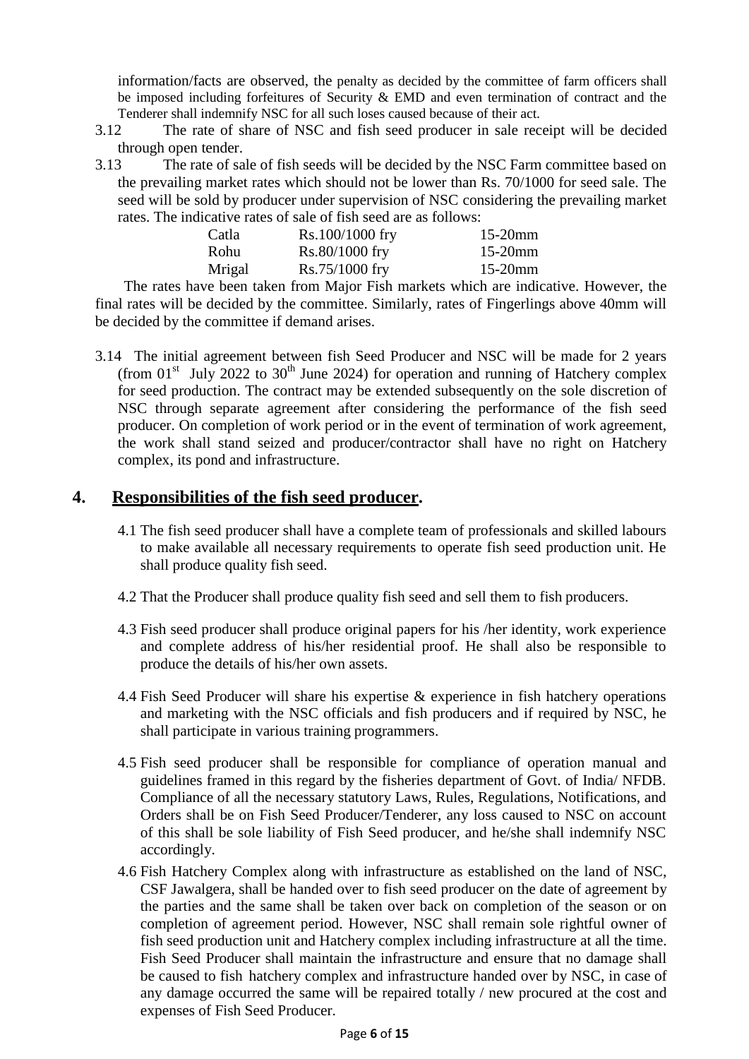information/facts are observed, the penalty as decided by the committee of farm officers shall be imposed including forfeitures of Security & EMD and even termination of contract and the Tenderer shall indemnify NSC for all such loses caused because of their act.

3.12 The rate of share of NSC and fish seed producer in sale receipt will be decided through open tender.

3.13 The rate of sale of fish seeds will be decided by the NSC Farm committee based on the prevailing market rates which should not be lower than Rs. 70/1000 for seed sale. The seed will be sold by producer under supervision of NSC considering the prevailing market rates. The indicative rates of sale of fish seed are as follows:

| | | |
|---|---|---|
| Catla | Rs.100/1000 fry | 15-20mm |
| Rohu | Rs.80/1000 fry | 15-20mm |
| Mrigal | Rs.75/1000 fry | 15-20mm |

The rates have been taken from Major Fish markets which are indicative. However, the final rates will be decided by the committee. Similarly, rates of Fingerlings above 40mm will be decided by the committee if demand arises.

3.14 The initial agreement between fish Seed Producer and NSC will be made for 2 years (from 01st July 2022 to 30th June 2024) for operation and running of Hatchery complex for seed production. The contract may be extended subsequently on the sole discretion of NSC through separate agreement after considering the performance of the fish seed producer. On completion of work period or in the event of termination of work agreement, the work shall stand seized and producer/contractor shall have no right on Hatchery complex, its pond and infrastructure.

## 4. Responsibilities of the fish seed producer.

4.1 The fish seed producer shall have a complete team of professionals and skilled labours to make available all necessary requirements to operate fish seed production unit. He shall produce quality fish seed.

4.2 That the Producer shall produce quality fish seed and sell them to fish producers.

4.3 Fish seed producer shall produce original papers for his /her identity, work experience and complete address of his/her residential proof. He shall also be responsible to produce the details of his/her own assets.

4.4 Fish Seed Producer will share his expertise & experience in fish hatchery operations and marketing with the NSC officials and fish producers and if required by NSC, he shall participate in various training programmers.

4.5 Fish seed producer shall be responsible for compliance of operation manual and guidelines framed in this regard by the fisheries department of Govt. of India/ NFDB. Compliance of all the necessary statutory Laws, Rules, Regulations, Notifications, and Orders shall be on Fish Seed Producer/Tenderer, any loss caused to NSC on account of this shall be sole liability of Fish Seed producer, and he/she shall indemnify NSC accordingly.

4.6 Fish Hatchery Complex along with infrastructure as established on the land of NSC, CSF Jawalgera, shall be handed over to fish seed producer on the date of agreement by the parties and the same shall be taken over back on completion of the season or on completion of agreement period. However, NSC shall remain sole rightful owner of fish seed production unit and Hatchery complex including infrastructure at all the time. Fish Seed Producer shall maintain the infrastructure and ensure that no damage shall be caused to fish hatchery complex and infrastructure handed over by NSC, in case of any damage occurred the same will be repaired totally / new procured at the cost and expenses of Fish Seed Producer.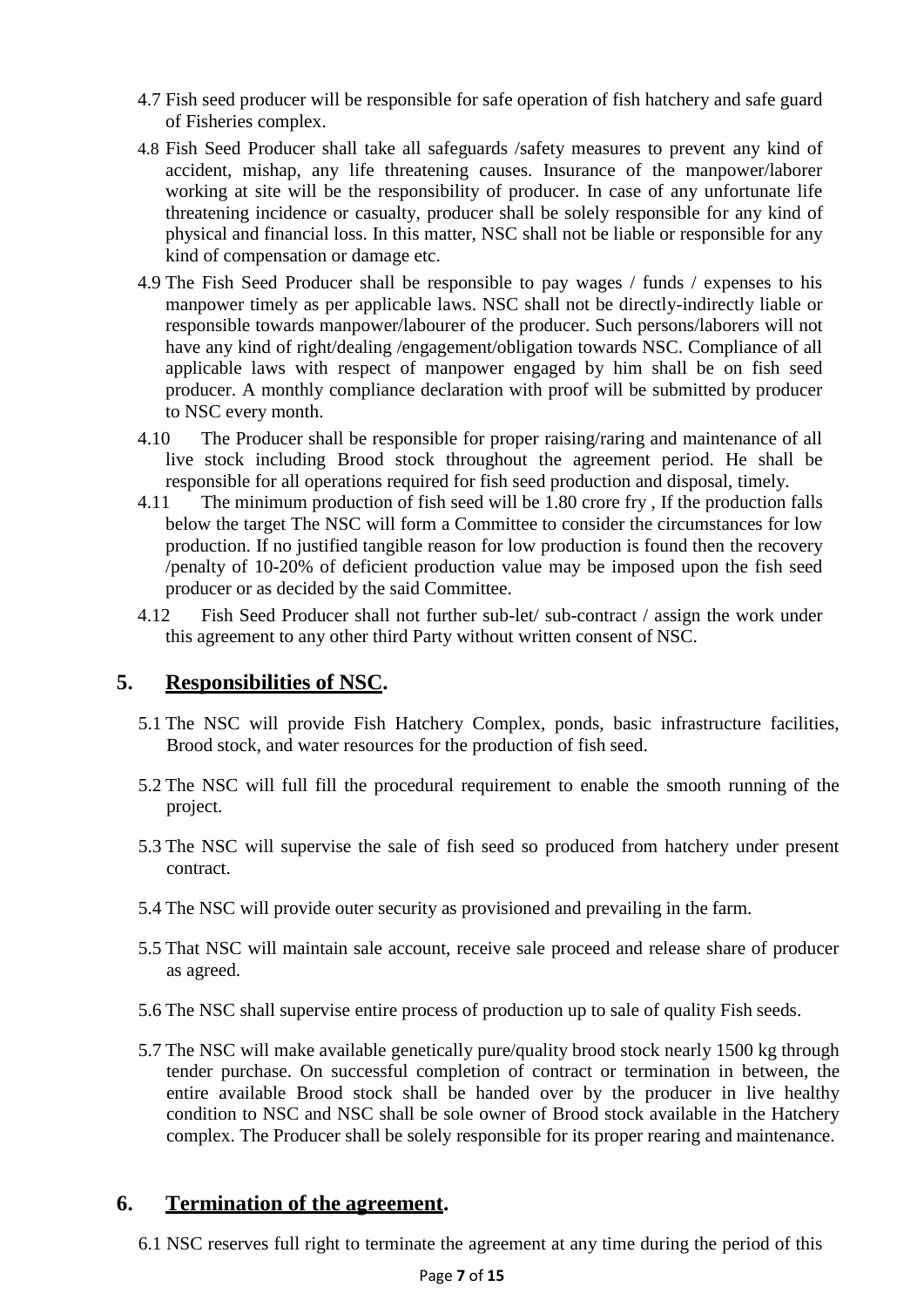4.7 Fish seed producer will be responsible for safe operation of fish hatchery and safe guard of Fisheries complex.

4.8 Fish Seed Producer shall take all safeguards /safety measures to prevent any kind of accident, mishap, any life threatening causes. Insurance of the manpower/laborer working at site will be the responsibility of producer. In case of any unfortunate life threatening incidence or casualty, producer shall be solely responsible for any kind of physical and financial loss. In this matter, NSC shall not be liable or responsible for any kind of compensation or damage etc.

4.9 The Fish Seed Producer shall be responsible to pay wages / funds / expenses to his manpower timely as per applicable laws. NSC shall not be directly-indirectly liable or responsible towards manpower/labourer of the producer. Such persons/laborers will not have any kind of right/dealing /engagement/obligation towards NSC. Compliance of all applicable laws with respect of manpower engaged by him shall be on fish seed producer. A monthly compliance declaration with proof will be submitted by producer to NSC every month.

4.10 The Producer shall be responsible for proper raising/raring and maintenance of all live stock including Brood stock throughout the agreement period. He shall be responsible for all operations required for fish seed production and disposal, timely.

4.11 The minimum production of fish seed will be 1.80 crore fry , If the production falls below the target The NSC will form a Committee to consider the circumstances for low production. If no justified tangible reason for low production is found then the recovery /penalty of 10-20% of deficient production value may be imposed upon the fish seed producer or as decided by the said Committee.

4.12 Fish Seed Producer shall not further sub-let/ sub-contract / assign the work under this agreement to any other third Party without written consent of NSC.

## 5. Responsibilities of NSC.

5.1 The NSC will provide Fish Hatchery Complex, ponds, basic infrastructure facilities, Brood stock, and water resources for the production of fish seed.

5.2 The NSC will full fill the procedural requirement to enable the smooth running of the project.

5.3 The NSC will supervise the sale of fish seed so produced from hatchery under present contract.

5.4 The NSC will provide outer security as provisioned and prevailing in the farm.

5.5 That NSC will maintain sale account, receive sale proceed and release share of producer as agreed.

5.6 The NSC shall supervise entire process of production up to sale of quality Fish seeds.

5.7 The NSC will make available genetically pure/quality brood stock nearly 1500 kg through tender purchase. On successful completion of contract or termination in between, the entire available Brood stock shall be handed over by the producer in live healthy condition to NSC and NSC shall be sole owner of Brood stock available in the Hatchery complex. The Producer shall be solely responsible for its proper rearing and maintenance.

## 6. Termination of the agreement.

6.1 NSC reserves full right to terminate the agreement at any time during the period of this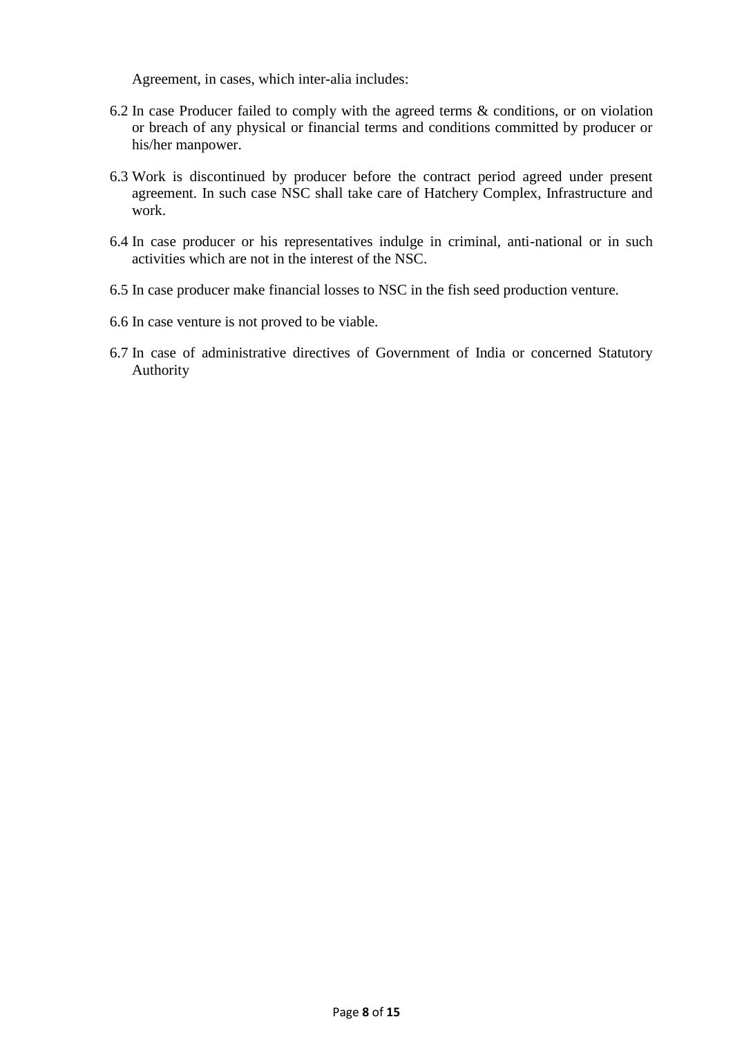Agreement, in cases, which inter-alia includes:

6.2 In case Producer failed to comply with the agreed terms & conditions, or on violation or breach of any physical or financial terms and conditions committed by producer or his/her manpower.

6.3 Work is discontinued by producer before the contract period agreed under present agreement. In such case NSC shall take care of Hatchery Complex, Infrastructure and work.

6.4 In case producer or his representatives indulge in criminal, anti-national or in such activities which are not in the interest of the NSC.

6.5 In case producer make financial losses to NSC in the fish seed production venture.

6.6 In case venture is not proved to be viable.

6.7 In case of administrative directives of Government of India or concerned Statutory Authority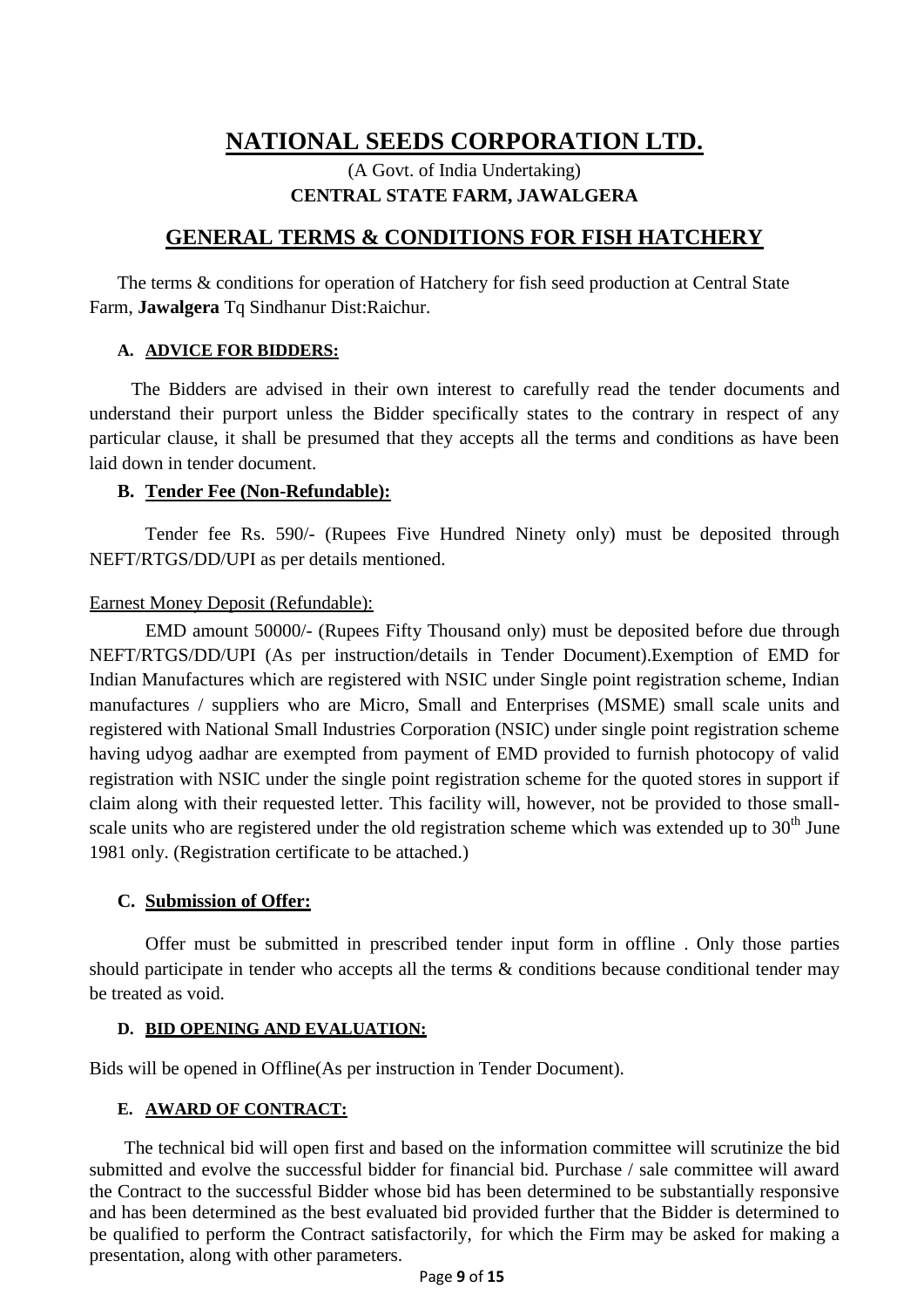# NATIONAL SEEDS CORPORATION LTD.

(A Govt. of India Undertaking)

**CENTRAL STATE FARM, JAWALGERA**

## GENERAL TERMS & CONDITIONS FOR FISH HATCHERY

The terms & conditions for operation of Hatchery for fish seed production at Central State Farm, **Jawalgera** Tq Sindhanur Dist:Raichur.

### A. ADVICE FOR BIDDERS:

The Bidders are advised in their own interest to carefully read the tender documents and understand their purport unless the Bidder specifically states to the contrary in respect of any particular clause, it shall be presumed that they accepts all the terms and conditions as have been laid down in tender document.

### B. Tender Fee (Non-Refundable):

Tender fee Rs. 590/- (Rupees Five Hundred Ninety only) must be deposited through NEFT/RTGS/DD/UPI as per details mentioned.

Earnest Money Deposit (Refundable):

EMD amount 50000/- (Rupees Fifty Thousand only) must be deposited before due through NEFT/RTGS/DD/UPI (As per instruction/details in Tender Document).Exemption of EMD for Indian Manufactures which are registered with NSIC under Single point registration scheme, Indian manufactures / suppliers who are Micro, Small and Enterprises (MSME) small scale units and registered with National Small Industries Corporation (NSIC) under single point registration scheme having udyog aadhar are exempted from payment of EMD provided to furnish photocopy of valid registration with NSIC under the single point registration scheme for the quoted stores in support if claim along with their requested letter. This facility will, however, not be provided to those small-scale units who are registered under the old registration scheme which was extended up to 30th June 1981 only. (Registration certificate to be attached.)

### C. Submission of Offer:

Offer must be submitted in prescribed tender input form in offline . Only those parties should participate in tender who accepts all the terms & conditions because conditional tender may be treated as void.

### D. BID OPENING AND EVALUATION:

Bids will be opened in Offline(As per instruction in Tender Document).

### E. AWARD OF CONTRACT:

The technical bid will open first and based on the information committee will scrutinize the bid submitted and evolve the successful bidder for financial bid. Purchase / sale committee will award the Contract to the successful Bidder whose bid has been determined to be substantially responsive and has been determined as the best evaluated bid provided further that the Bidder is determined to be qualified to perform the Contract satisfactorily, for which the Firm may be asked for making a presentation, along with other parameters.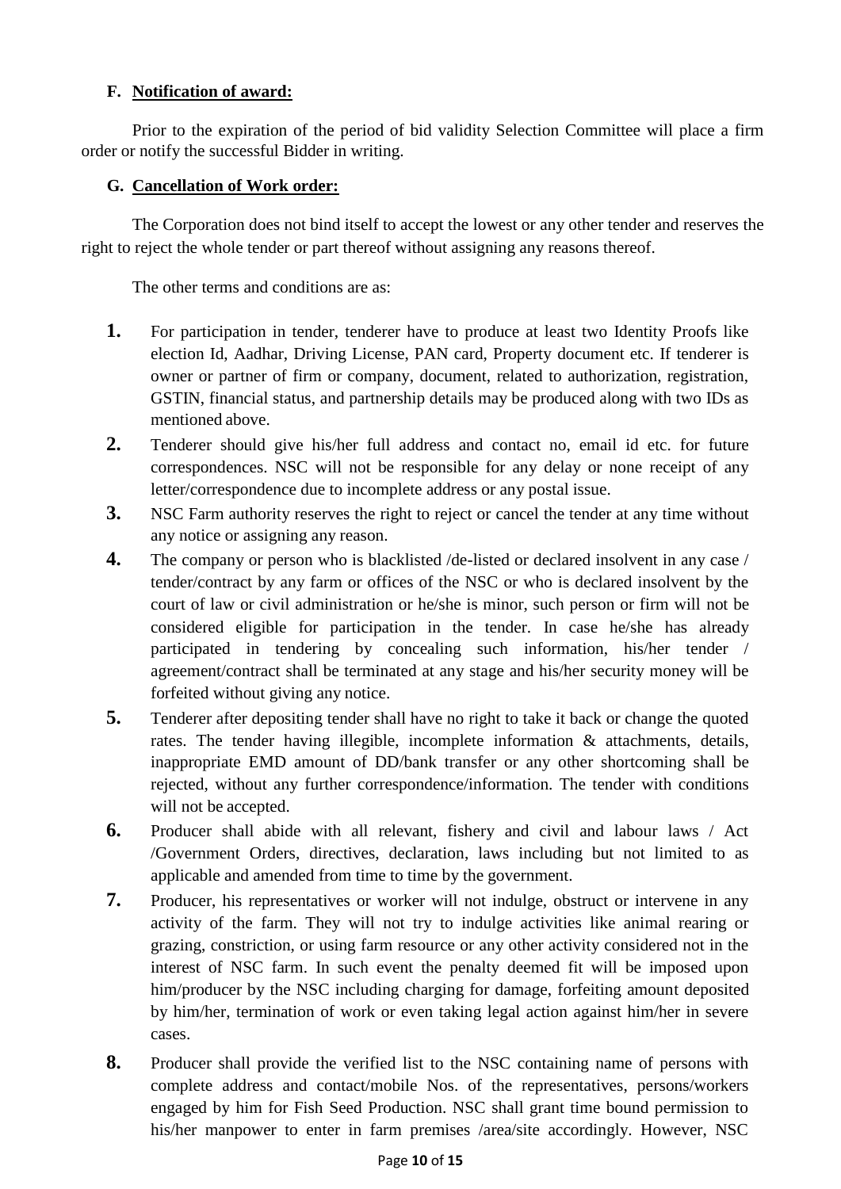### F. Notification of award:

Prior to the expiration of the period of bid validity Selection Committee will place a firm order or notify the successful Bidder in writing.

### G. Cancellation of Work order:

The Corporation does not bind itself to accept the lowest or any other tender and reserves the right to reject the whole tender or part thereof without assigning any reasons thereof.

The other terms and conditions are as:

1. For participation in tender, tenderer have to produce at least two Identity Proofs like election Id, Aadhar, Driving License, PAN card, Property document etc. If tenderer is owner or partner of firm or company, document, related to authorization, registration, GSTIN, financial status, and partnership details may be produced along with two IDs as mentioned above.
2. Tenderer should give his/her full address and contact no, email id etc. for future correspondences. NSC will not be responsible for any delay or none receipt of any letter/correspondence due to incomplete address or any postal issue.
3. NSC Farm authority reserves the right to reject or cancel the tender at any time without any notice or assigning any reason.
4. The company or person who is blacklisted /de-listed or declared insolvent in any case / tender/contract by any farm or offices of the NSC or who is declared insolvent by the court of law or civil administration or he/she is minor, such person or firm will not be considered eligible for participation in the tender. In case he/she has already participated in tendering by concealing such information, his/her tender / agreement/contract shall be terminated at any stage and his/her security money will be forfeited without giving any notice.
5. Tenderer after depositing tender shall have no right to take it back or change the quoted rates. The tender having illegible, incomplete information & attachments, details, inappropriate EMD amount of DD/bank transfer or any other shortcoming shall be rejected, without any further correspondence/information. The tender with conditions will not be accepted.
6. Producer shall abide with all relevant, fishery and civil and labour laws / Act /Government Orders, directives, declaration, laws including but not limited to as applicable and amended from time to time by the government.
7. Producer, his representatives or worker will not indulge, obstruct or intervene in any activity of the farm. They will not try to indulge activities like animal rearing or grazing, constriction, or using farm resource or any other activity considered not in the interest of NSC farm. In such event the penalty deemed fit will be imposed upon him/producer by the NSC including charging for damage, forfeiting amount deposited by him/her, termination of work or even taking legal action against him/her in severe cases.
8. Producer shall provide the verified list to the NSC containing name of persons with complete address and contact/mobile Nos. of the representatives, persons/workers engaged by him for Fish Seed Production. NSC shall grant time bound permission to his/her manpower to enter in farm premises /area/site accordingly. However, NSC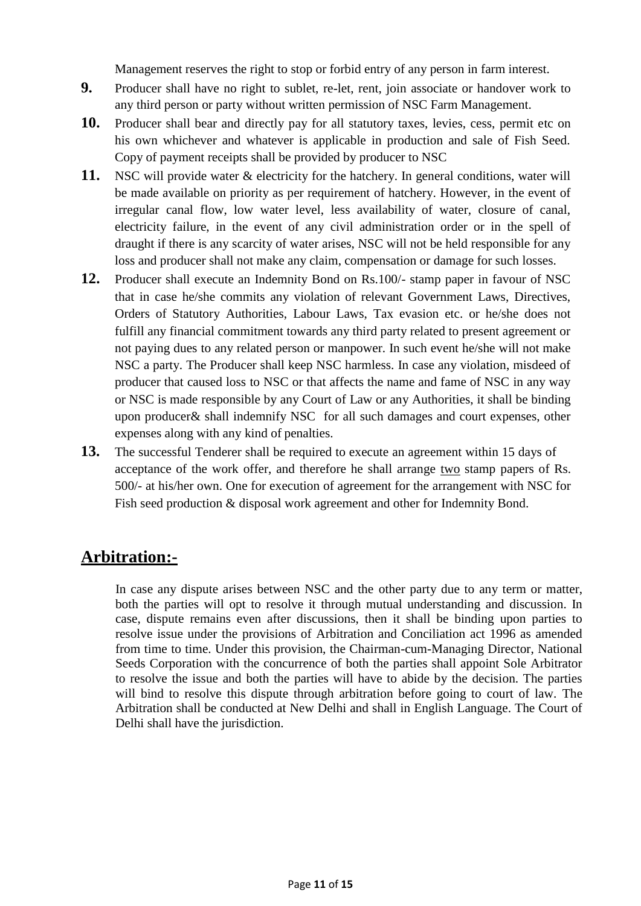Management reserves the right to stop or forbid entry of any person in farm interest.

**9.** Producer shall have no right to sublet, re-let, rent, join associate or handover work to any third person or party without written permission of NSC Farm Management.

**10.** Producer shall bear and directly pay for all statutory taxes, levies, cess, permit etc on his own whichever and whatever is applicable in production and sale of Fish Seed. Copy of payment receipts shall be provided by producer to NSC

**11.** NSC will provide water & electricity for the hatchery. In general conditions, water will be made available on priority as per requirement of hatchery. However, in the event of irregular canal flow, low water level, less availability of water, closure of canal, electricity failure, in the event of any civil administration order or in the spell of draught if there is any scarcity of water arises, NSC will not be held responsible for any loss and producer shall not make any claim, compensation or damage for such losses.

**12.** Producer shall execute an Indemnity Bond on Rs.100/- stamp paper in favour of NSC that in case he/she commits any violation of relevant Government Laws, Directives, Orders of Statutory Authorities, Labour Laws, Tax evasion etc. or he/she does not fulfill any financial commitment towards any third party related to present agreement or not paying dues to any related person or manpower. In such event he/she will not make NSC a party. The Producer shall keep NSC harmless. In case any violation, misdeed of producer that caused loss to NSC or that affects the name and fame of NSC in any way or NSC is made responsible by any Court of Law or any Authorities, it shall be binding upon producer& shall indemnify NSC for all such damages and court expenses, other expenses along with any kind of penalties.

**13.** The successful Tenderer shall be required to execute an agreement within 15 days of acceptance of the work offer, and therefore he shall arrange <u>two</u> stamp papers of Rs. 500/- at his/her own. One for execution of agreement for the arrangement with NSC for Fish seed production & disposal work agreement and other for Indemnity Bond.

## Arbitration:-

In case any dispute arises between NSC and the other party due to any term or matter, both the parties will opt to resolve it through mutual understanding and discussion. In case, dispute remains even after discussions, then it shall be binding upon parties to resolve issue under the provisions of Arbitration and Conciliation act 1996 as amended from time to time. Under this provision, the Chairman-cum-Managing Director, National Seeds Corporation with the concurrence of both the parties shall appoint Sole Arbitrator to resolve the issue and both the parties will have to abide by the decision. The parties will bind to resolve this dispute through arbitration before going to court of law. The Arbitration shall be conducted at New Delhi and shall in English Language. The Court of Delhi shall have the jurisdiction.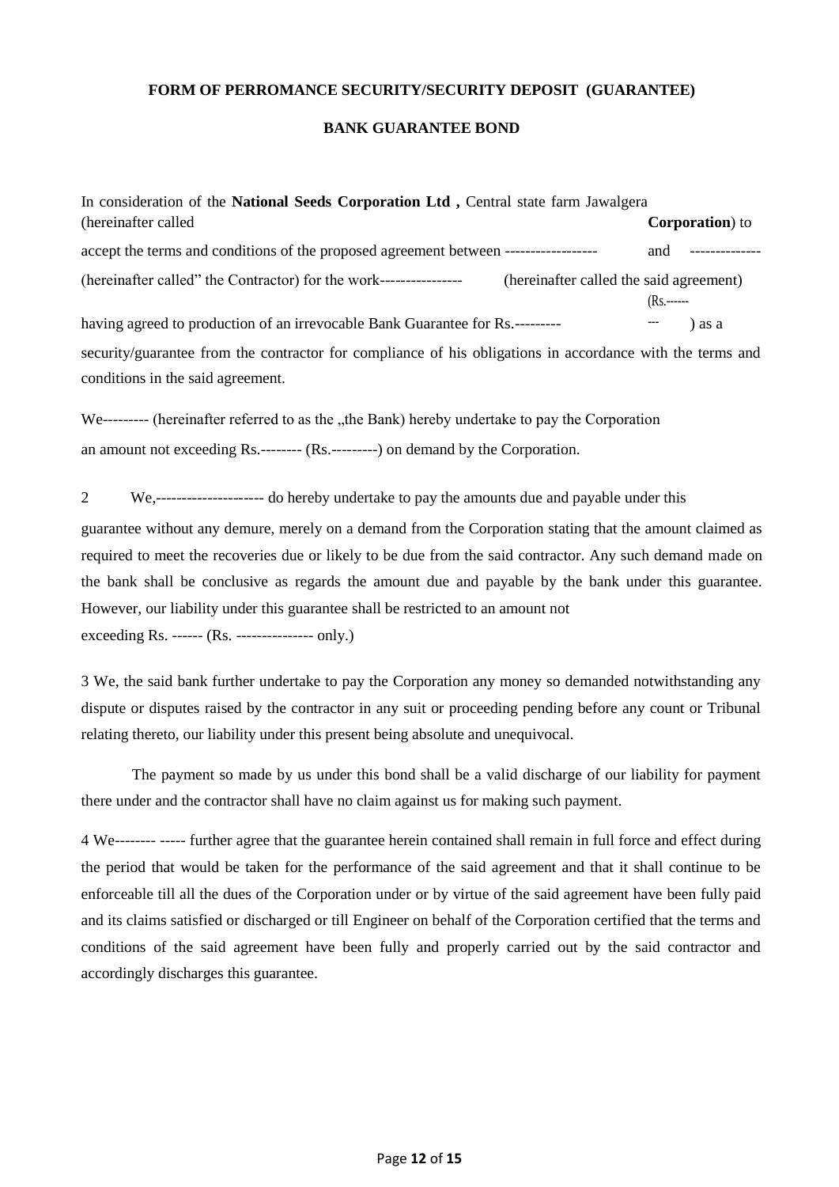**FORM OF PERROMANCE SECURITY/SECURITY DEPOSIT (GUARANTEE)**

**BANK GUARANTEE BOND**

In consideration of the **National Seeds Corporation Ltd ,** Central state farm Jawalgera (hereinafter called **Corporation**) to accept the terms and conditions of the proposed agreement between ------------------ and -------------- (hereinafter called" the Contractor) for the work---------------- (hereinafter called the said agreement) having agreed to production of an irrevocable Bank Guarantee for Rs.--------- (Rs.--------- ) as a security/guarantee from the contractor for compliance of his obligations in accordance with the terms and conditions in the said agreement.

We--------- (hereinafter referred to as the „the Bank) hereby undertake to pay the Corporation an amount not exceeding Rs.-------- (Rs.---------) on demand by the Corporation.

2 We,--------------------- do hereby undertake to pay the amounts due and payable under this guarantee without any demure, merely on a demand from the Corporation stating that the amount claimed as required to meet the recoveries due or likely to be due from the said contractor. Any such demand made on the bank shall be conclusive as regards the amount due and payable by the bank under this guarantee. However, our liability under this guarantee shall be restricted to an amount not exceeding Rs. ------ (Rs. --------------- only.)

3 We, the said bank further undertake to pay the Corporation any money so demanded notwithstanding any dispute or disputes raised by the contractor in any suit or proceeding pending before any count or Tribunal relating thereto, our liability under this present being absolute and unequivocal.

The payment so made by us under this bond shall be a valid discharge of our liability for payment there under and the contractor shall have no claim against us for making such payment.

4 We-------- ----- further agree that the guarantee herein contained shall remain in full force and effect during the period that would be taken for the performance of the said agreement and that it shall continue to be enforceable till all the dues of the Corporation under or by virtue of the said agreement have been fully paid and its claims satisfied or discharged or till Engineer on behalf of the Corporation certified that the terms and conditions of the said agreement have been fully and properly carried out by the said contractor and accordingly discharges this guarantee.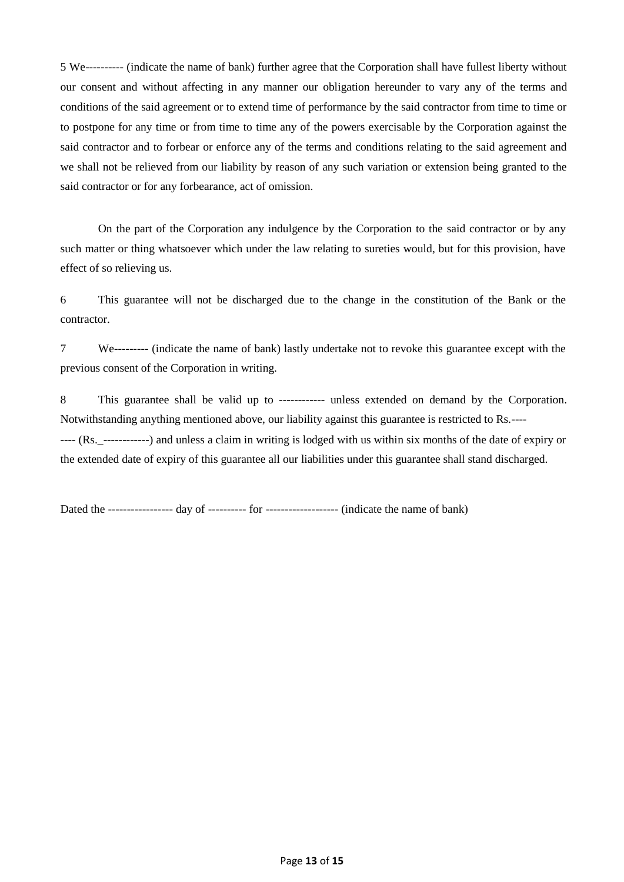5 We---------- (indicate the name of bank) further agree that the Corporation shall have fullest liberty without our consent and without affecting in any manner our obligation hereunder to vary any of the terms and conditions of the said agreement or to extend time of performance by the said contractor from time to time or to postpone for any time or from time to time any of the powers exercisable by the Corporation against the said contractor and to forbear or enforce any of the terms and conditions relating to the said agreement and we shall not be relieved from our liability by reason of any such variation or extension being granted to the said contractor or for any forbearance, act of omission.

On the part of the Corporation any indulgence by the Corporation to the said contractor or by any such matter or thing whatsoever which under the law relating to sureties would, but for this provision, have effect of so relieving us.

6 This guarantee will not be discharged due to the change in the constitution of the Bank or the contractor.

7 We--------- (indicate the name of bank) lastly undertake not to revoke this guarantee except with the previous consent of the Corporation in writing.

8 This guarantee shall be valid up to ------------ unless extended on demand by the Corporation. Notwithstanding anything mentioned above, our liability against this guarantee is restricted to Rs.-------- (Rs._------------) and unless a claim in writing is lodged with us within six months of the date of expiry or the extended date of expiry of this guarantee all our liabilities under this guarantee shall stand discharged.

Dated the ----------------- day of ---------- for ------------------- (indicate the name of bank)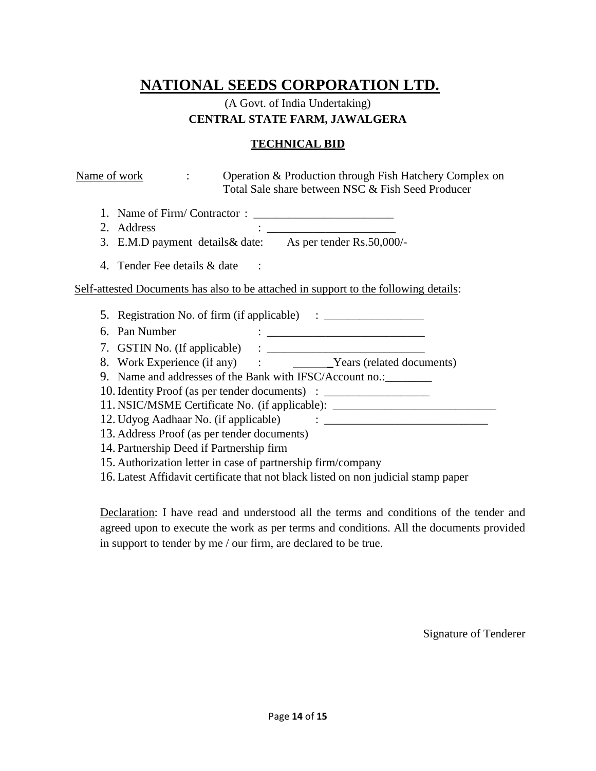# NATIONAL SEEDS CORPORATION LTD.

(A Govt. of India Undertaking)

**CENTRAL STATE FARM, JAWALGERA**

## TECHNICAL BID

Name of work : Operation & Production through Fish Hatchery Complex on Total Sale share between NSC & Fish Seed Producer

1. Name of Firm/ Contractor : ________________________
2. Address : ______________________
3. E.M.D payment details& date: As per tender Rs.50,000/-
4. Tender Fee details & date :

Self-attested Documents has also to be attached in support to the following details:

5. Registration No. of firm (if applicable) : ________________
6. Pan Number : ___________________________
7. GSTIN No. (If applicable) : ___________________________
8. Work Experience (if any) : ______Years (related documents)
9. Name and addresses of the Bank with IFSC/Account no.:________
10. Identity Proof (as per tender documents) : _________________
11. NSIC/MSME Certificate No. (if applicable): ___________________________
12. Udyog Aadhaar No. (if applicable) : ____________________________
13. Address Proof (as per tender documents)
14. Partnership Deed if Partnership firm
15. Authorization letter in case of partnership firm/company
16. Latest Affidavit certificate that not black listed on non judicial stamp paper

Declaration: I have read and understood all the terms and conditions of the tender and agreed upon to execute the work as per terms and conditions. All the documents provided in support to tender by me / our firm, are declared to be true.

Signature of Tenderer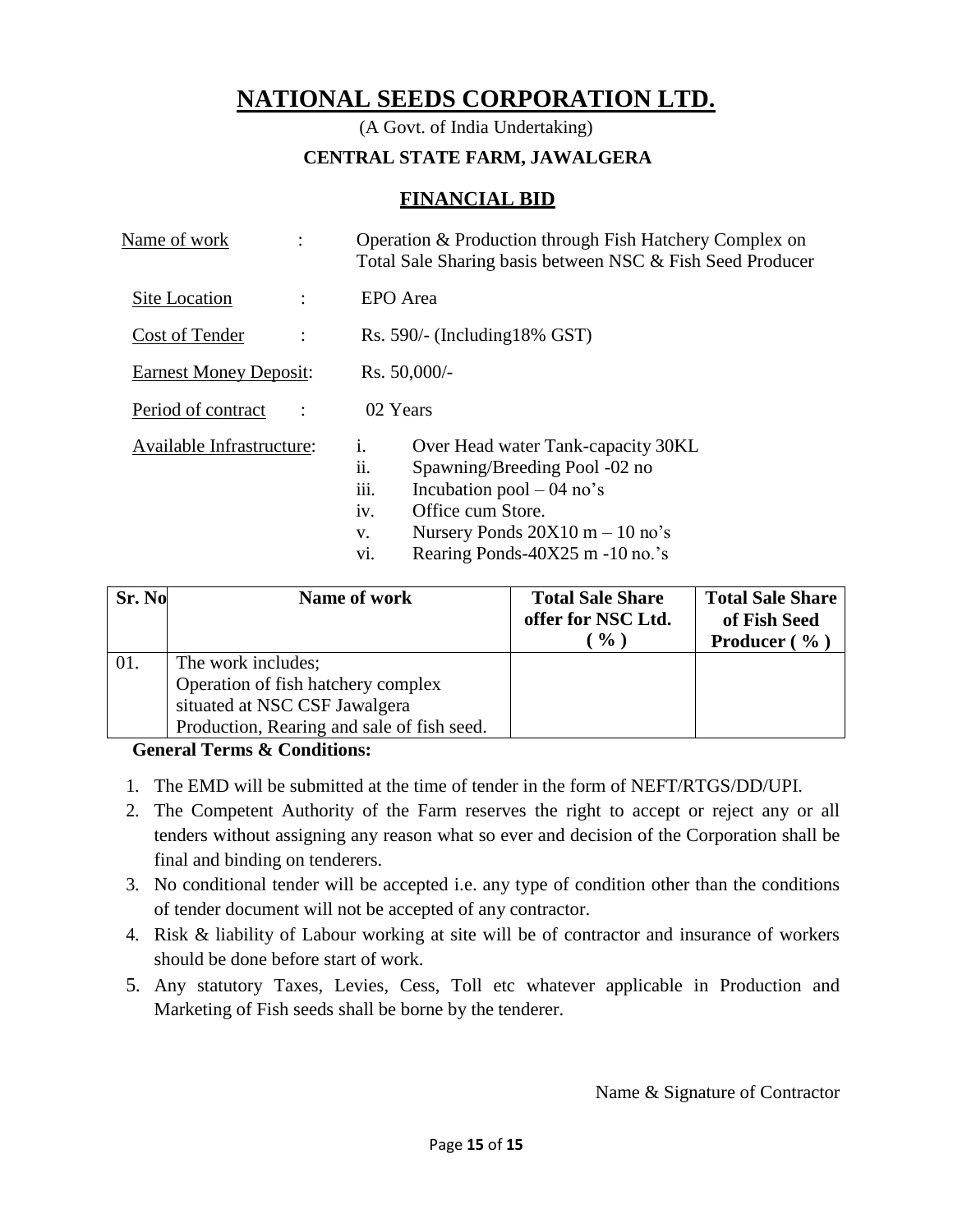# NATIONAL SEEDS CORPORATION LTD.

(A Govt. of India Undertaking)

**CENTRAL STATE FARM, JAWALGERA**

## FINANCIAL BID

Name of work : Operation & Production through Fish Hatchery Complex on Total Sale Sharing basis between NSC & Fish Seed Producer

Site Location : EPO Area

Cost of Tender : Rs. 590/- (Including18% GST)

Earnest Money Deposit: Rs. 50,000/-

Period of contract : 02 Years

Available Infrastructure:

- i. Over Head water Tank-capacity 30KL
- ii. Spawning/Breeding Pool -02 no
- iii. Incubation pool – 04 no's
- iv. Office cum Store.
- v. Nursery Ponds 20X10 m – 10 no's
- vi. Rearing Ponds-40X25 m -10 no.'s

| Sr. No | Name of work | Total Sale Share offer for NSC Ltd. ( % ) | Total Sale Share of Fish Seed Producer ( % ) |
|---|---|---|---|
| 01. | The work includes; Operation of fish hatchery complex situated at NSC CSF Jawalgera Production, Rearing and sale of fish seed. | | |

**General Terms & Conditions:**

1. The EMD will be submitted at the time of tender in the form of NEFT/RTGS/DD/UPI.
2. The Competent Authority of the Farm reserves the right to accept or reject any or all tenders without assigning any reason what so ever and decision of the Corporation shall be final and binding on tenderers.
3. No conditional tender will be accepted i.e. any type of condition other than the conditions of tender document will not be accepted of any contractor.
4. Risk & liability of Labour working at site will be of contractor and insurance of workers should be done before start of work.
5. Any statutory Taxes, Levies, Cess, Toll etc whatever applicable in Production and Marketing of Fish seeds shall be borne by the tenderer.

Name & Signature of Contractor